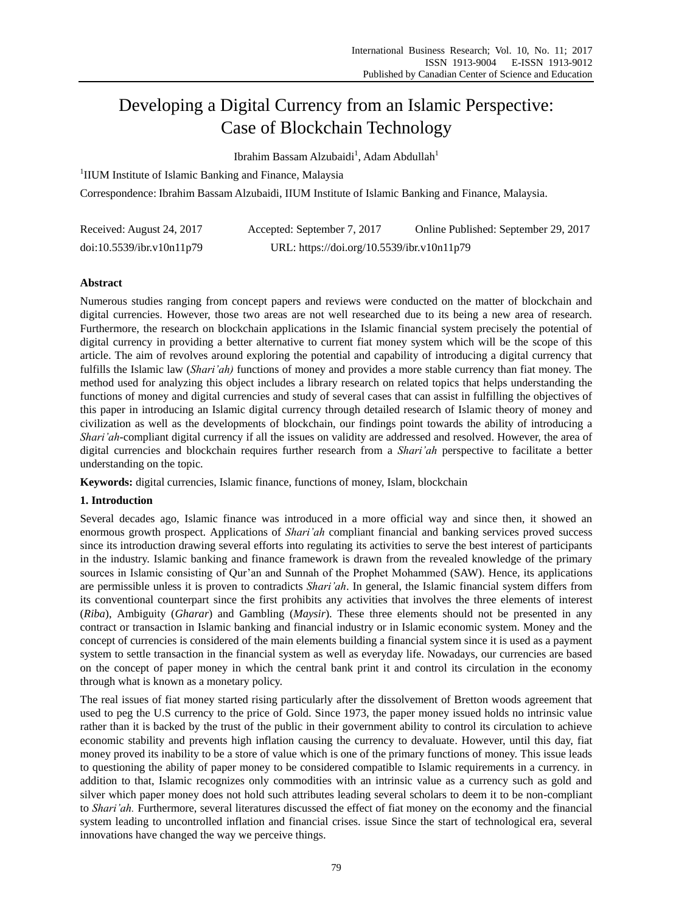# Developing a Digital Currency from an Islamic Perspective: Case of Blockchain Technology

Ibrahim Bassam Alzubaidi[1], Adam Abdullah[1]

[1]IIUM Institute of Islamic Banking and Finance, Malaysia

Correspondence: Ibrahim Bassam Alzubaidi, IIUM Institute of Islamic Banking and Finance, Malaysia.

Received: August 24, 2017 Accepted: September 7, 2017 Online Published: September 29, 2017

doi:10.5539/ibr.v10n11p79 URL: https://doi.org/10.5539/ibr.v10n11p79

## Abstract

Numerous studies ranging from concept papers and reviews were conducted on the matter of blockchain and digital currencies. However, those two areas are not well researched due to its being a new area of research. Furthermore, the research on blockchain applications in the Islamic financial system precisely the potential of digital currency in providing a better alternative to current fiat money system which will be the scope of this article. The aim of revolves around exploring the potential and capability of introducing a digital currency that fulfills the Islamic law (*Shari'ah)* functions of money and provides a more stable currency than fiat money. The method used for analyzing this object includes a library research on related topics that helps understanding the functions of money and digital currencies and study of several cases that can assist in fulfilling the objectives of this paper in introducing an Islamic digital currency through detailed research of Islamic theory of money and civilization as well as the developments of blockchain, our findings point towards the ability of introducing a *Shari'ah*-compliant digital currency if all the issues on validity are addressed and resolved. However, the area of digital currencies and blockchain requires further research from a *Shari'ah* perspective to facilitate a better understanding on the topic.

**Keywords:** digital currencies, Islamic finance, functions of money, Islam, blockchain

## 1. Introduction

Several decades ago, Islamic finance was introduced in a more official way and since then, it showed an enormous growth prospect. Applications of *Shari'ah* compliant financial and banking services proved success since its introduction drawing several efforts into regulating its activities to serve the best interest of participants in the industry. Islamic banking and finance framework is drawn from the revealed knowledge of the primary sources in Islamic consisting of Qur'an and Sunnah of the Prophet Mohammed (SAW). Hence, its applications are permissible unless it is proven to contradicts *Shari'ah*. In general, the Islamic financial system differs from its conventional counterpart since the first prohibits any activities that involves the three elements of interest (*Riba*), Ambiguity (*Gharar*) and Gambling (*Maysir*). These three elements should not be presented in any contract or transaction in Islamic banking and financial industry or in Islamic economic system. Money and the concept of currencies is considered of the main elements building a financial system since it is used as a payment system to settle transaction in the financial system as well as everyday life. Nowadays, our currencies are based on the concept of paper money in which the central bank print it and control its circulation in the economy through what is known as a monetary policy.

The real issues of fiat money started rising particularly after the dissolvement of Bretton woods agreement that used to peg the U.S currency to the price of Gold. Since 1973, the paper money issued holds no intrinsic value rather than it is backed by the trust of the public in their government ability to control its circulation to achieve economic stability and prevents high inflation causing the currency to devaluate. However, until this day, fiat money proved its inability to be a store of value which is one of the primary functions of money. This issue leads to questioning the ability of paper money to be considered compatible to Islamic requirements in a currency. in addition to that, Islamic recognizes only commodities with an intrinsic value as a currency such as gold and silver which paper money does not hold such attributes leading several scholars to deem it to be non-compliant to *Shari'ah.* Furthermore, several literatures discussed the effect of fiat money on the economy and the financial system leading to uncontrolled inflation and financial crises. issue Since the start of technological era, several innovations have changed the way we perceive things.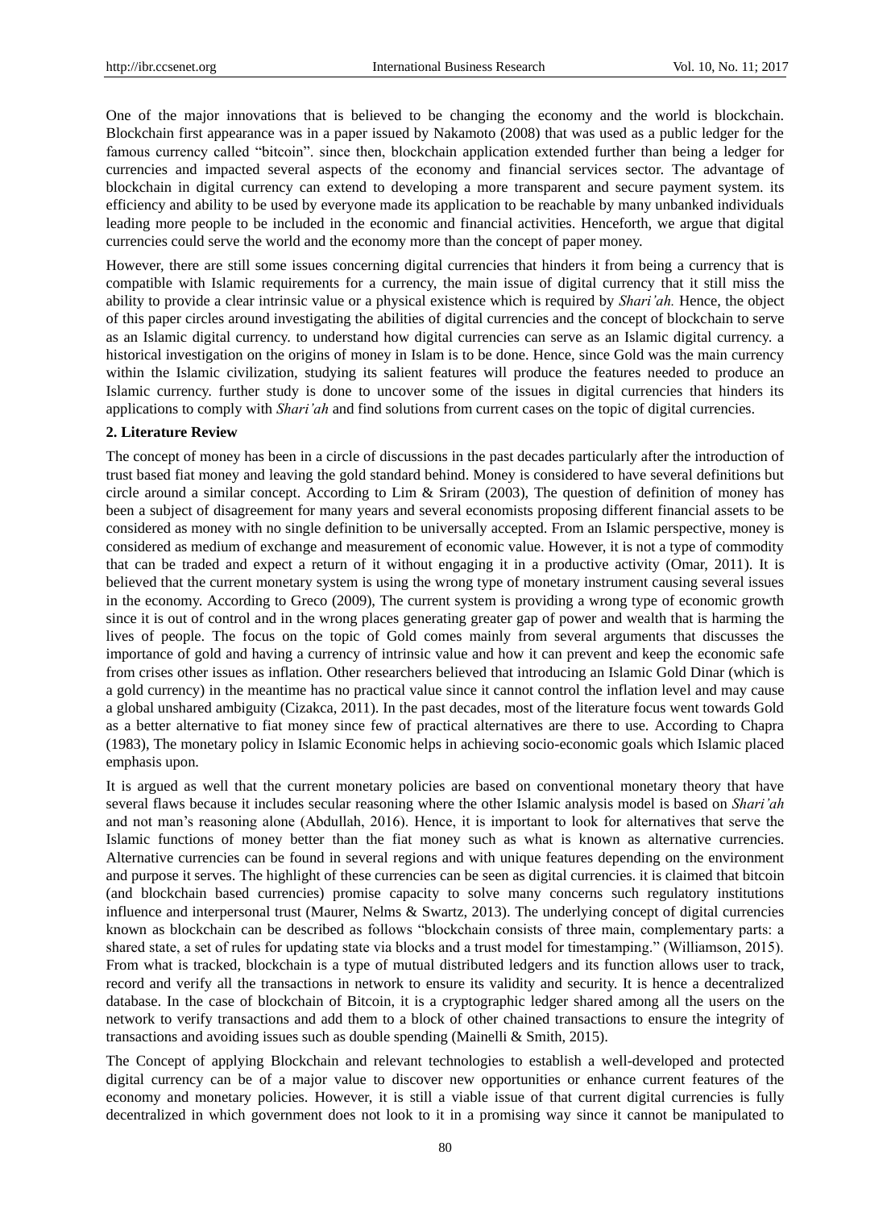One of the major innovations that is believed to be changing the economy and the world is blockchain. Blockchain first appearance was in a paper issued by Nakamoto (2008) that was used as a public ledger for the famous currency called "bitcoin". since then, blockchain application extended further than being a ledger for currencies and impacted several aspects of the economy and financial services sector. The advantage of blockchain in digital currency can extend to developing a more transparent and secure payment system. its efficiency and ability to be used by everyone made its application to be reachable by many unbanked individuals leading more people to be included in the economic and financial activities. Henceforth, we argue that digital currencies could serve the world and the economy more than the concept of paper money.

However, there are still some issues concerning digital currencies that hinders it from being a currency that is compatible with Islamic requirements for a currency, the main issue of digital currency that it still miss the ability to provide a clear intrinsic value or a physical existence which is required by *Shari'ah.* Hence, the object of this paper circles around investigating the abilities of digital currencies and the concept of blockchain to serve as an Islamic digital currency. to understand how digital currencies can serve as an Islamic digital currency. a historical investigation on the origins of money in Islam is to be done. Hence, since Gold was the main currency within the Islamic civilization, studying its salient features will produce the features needed to produce an Islamic currency. further study is done to uncover some of the issues in digital currencies that hinders its applications to comply with *Shari'ah* and find solutions from current cases on the topic of digital currencies.

## 2. Literature Review

The concept of money has been in a circle of discussions in the past decades particularly after the introduction of trust based fiat money and leaving the gold standard behind. Money is considered to have several definitions but circle around a similar concept. According to Lim & Sriram (2003), The question of definition of money has been a subject of disagreement for many years and several economists proposing different financial assets to be considered as money with no single definition to be universally accepted. From an Islamic perspective, money is considered as medium of exchange and measurement of economic value. However, it is not a type of commodity that can be traded and expect a return of it without engaging it in a productive activity (Omar, 2011). It is believed that the current monetary system is using the wrong type of monetary instrument causing several issues in the economy. According to Greco (2009), The current system is providing a wrong type of economic growth since it is out of control and in the wrong places generating greater gap of power and wealth that is harming the lives of people. The focus on the topic of Gold comes mainly from several arguments that discusses the importance of gold and having a currency of intrinsic value and how it can prevent and keep the economic safe from crises other issues as inflation. Other researchers believed that introducing an Islamic Gold Dinar (which is a gold currency) in the meantime has no practical value since it cannot control the inflation level and may cause a global unshared ambiguity (Cizakca, 2011). In the past decades, most of the literature focus went towards Gold as a better alternative to fiat money since few of practical alternatives are there to use. According to Chapra (1983), The monetary policy in Islamic Economic helps in achieving socio-economic goals which Islamic placed emphasis upon.

It is argued as well that the current monetary policies are based on conventional monetary theory that have several flaws because it includes secular reasoning where the other Islamic analysis model is based on *Shari'ah* and not man's reasoning alone (Abdullah, 2016). Hence, it is important to look for alternatives that serve the Islamic functions of money better than the fiat money such as what is known as alternative currencies. Alternative currencies can be found in several regions and with unique features depending on the environment and purpose it serves. The highlight of these currencies can be seen as digital currencies. it is claimed that bitcoin (and blockchain based currencies) promise capacity to solve many concerns such regulatory institutions influence and interpersonal trust (Maurer, Nelms & Swartz, 2013). The underlying concept of digital currencies known as blockchain can be described as follows "blockchain consists of three main, complementary parts: a shared state, a set of rules for updating state via blocks and a trust model for timestamping." (Williamson, 2015). From what is tracked, blockchain is a type of mutual distributed ledgers and its function allows user to track, record and verify all the transactions in network to ensure its validity and security. It is hence a decentralized database. In the case of blockchain of Bitcoin, it is a cryptographic ledger shared among all the users on the network to verify transactions and add them to a block of other chained transactions to ensure the integrity of transactions and avoiding issues such as double spending (Mainelli & Smith, 2015).

The Concept of applying Blockchain and relevant technologies to establish a well-developed and protected digital currency can be of a major value to discover new opportunities or enhance current features of the economy and monetary policies. However, it is still a viable issue of that current digital currencies is fully decentralized in which government does not look to it in a promising way since it cannot be manipulated to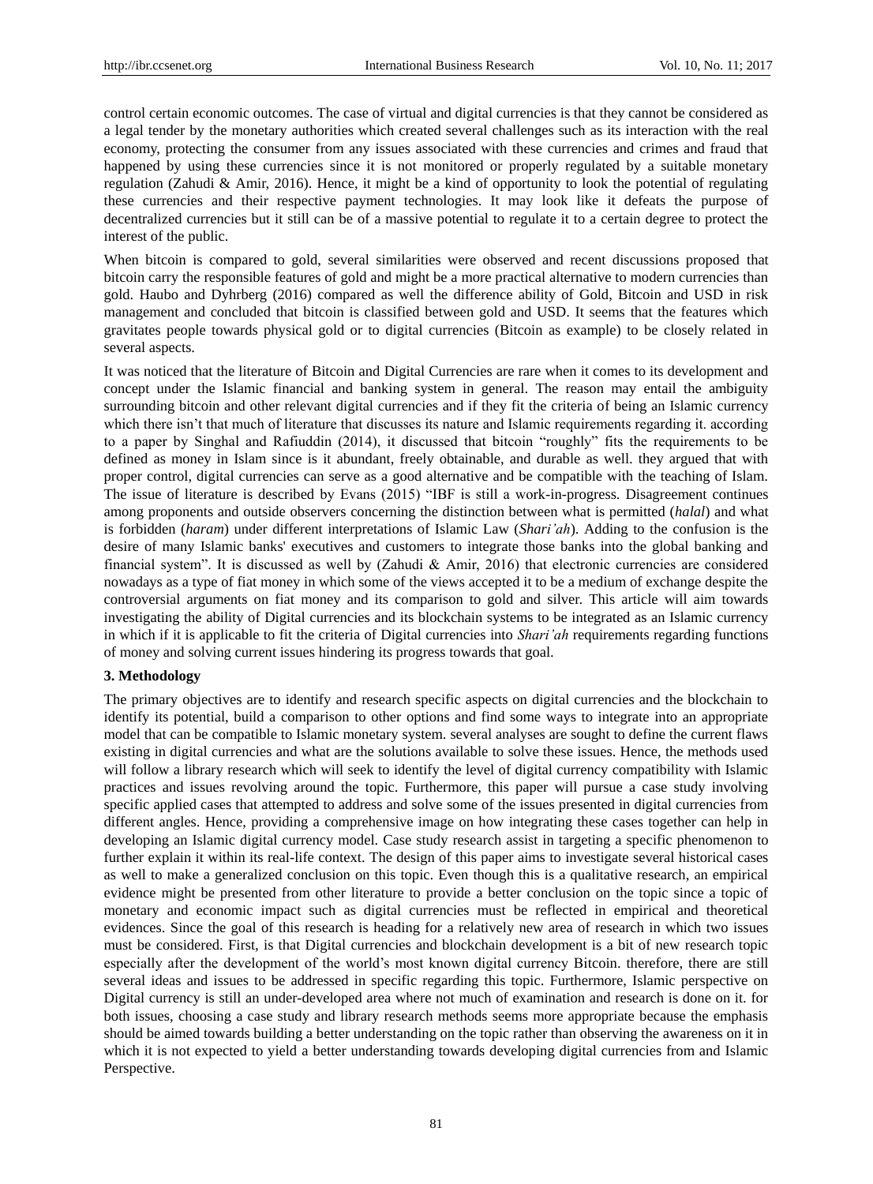control certain economic outcomes. The case of virtual and digital currencies is that they cannot be considered as a legal tender by the monetary authorities which created several challenges such as its interaction with the real economy, protecting the consumer from any issues associated with these currencies and crimes and fraud that happened by using these currencies since it is not monitored or properly regulated by a suitable monetary regulation (Zahudi & Amir, 2016). Hence, it might be a kind of opportunity to look the potential of regulating these currencies and their respective payment technologies. It may look like it defeats the purpose of decentralized currencies but it still can be of a massive potential to regulate it to a certain degree to protect the interest of the public.

When bitcoin is compared to gold, several similarities were observed and recent discussions proposed that bitcoin carry the responsible features of gold and might be a more practical alternative to modern currencies than gold. Haubo and Dyhrberg (2016) compared as well the difference ability of Gold, Bitcoin and USD in risk management and concluded that bitcoin is classified between gold and USD. It seems that the features which gravitates people towards physical gold or to digital currencies (Bitcoin as example) to be closely related in several aspects.

It was noticed that the literature of Bitcoin and Digital Currencies are rare when it comes to its development and concept under the Islamic financial and banking system in general. The reason may entail the ambiguity surrounding bitcoin and other relevant digital currencies and if they fit the criteria of being an Islamic currency which there isn't that much of literature that discusses its nature and Islamic requirements regarding it. according to a paper by Singhal and Rafiuddin (2014), it discussed that bitcoin "roughly" fits the requirements to be defined as money in Islam since is it abundant, freely obtainable, and durable as well. they argued that with proper control, digital currencies can serve as a good alternative and be compatible with the teaching of Islam. The issue of literature is described by Evans (2015) "IBF is still a work-in-progress. Disagreement continues among proponents and outside observers concerning the distinction between what is permitted (*halal*) and what is forbidden (*haram*) under different interpretations of Islamic Law (*Shari'ah*). Adding to the confusion is the desire of many Islamic banks' executives and customers to integrate those banks into the global banking and financial system". It is discussed as well by (Zahudi & Amir, 2016) that electronic currencies are considered nowadays as a type of fiat money in which some of the views accepted it to be a medium of exchange despite the controversial arguments on fiat money and its comparison to gold and silver. This article will aim towards investigating the ability of Digital currencies and its blockchain systems to be integrated as an Islamic currency in which if it is applicable to fit the criteria of Digital currencies into *Shari'ah* requirements regarding functions of money and solving current issues hindering its progress towards that goal.

## 3. Methodology

The primary objectives are to identify and research specific aspects on digital currencies and the blockchain to identify its potential, build a comparison to other options and find some ways to integrate into an appropriate model that can be compatible to Islamic monetary system. several analyses are sought to define the current flaws existing in digital currencies and what are the solutions available to solve these issues. Hence, the methods used will follow a library research which will seek to identify the level of digital currency compatibility with Islamic practices and issues revolving around the topic. Furthermore, this paper will pursue a case study involving specific applied cases that attempted to address and solve some of the issues presented in digital currencies from different angles. Hence, providing a comprehensive image on how integrating these cases together can help in developing an Islamic digital currency model. Case study research assist in targeting a specific phenomenon to further explain it within its real-life context. The design of this paper aims to investigate several historical cases as well to make a generalized conclusion on this topic. Even though this is a qualitative research, an empirical evidence might be presented from other literature to provide a better conclusion on the topic since a topic of monetary and economic impact such as digital currencies must be reflected in empirical and theoretical evidences. Since the goal of this research is heading for a relatively new area of research in which two issues must be considered. First, is that Digital currencies and blockchain development is a bit of new research topic especially after the development of the world's most known digital currency Bitcoin. therefore, there are still several ideas and issues to be addressed in specific regarding this topic. Furthermore, Islamic perspective on Digital currency is still an under-developed area where not much of examination and research is done on it. for both issues, choosing a case study and library research methods seems more appropriate because the emphasis should be aimed towards building a better understanding on the topic rather than observing the awareness on it in which it is not expected to yield a better understanding towards developing digital currencies from and Islamic Perspective.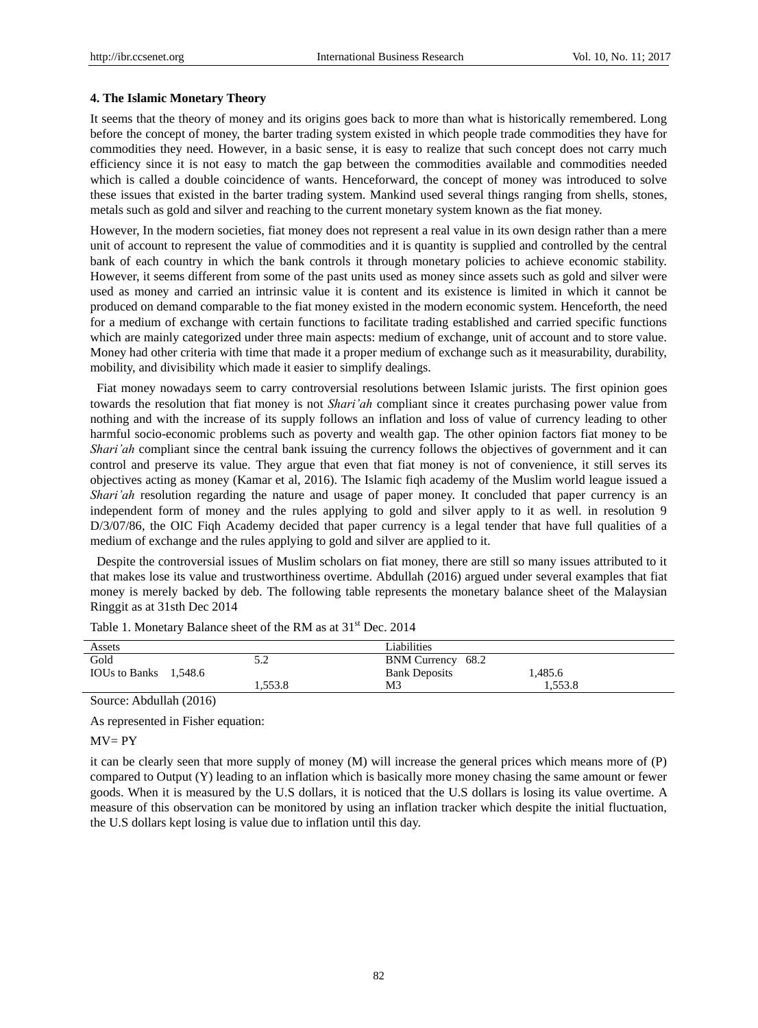#### 4. The Islamic Monetary Theory

It seems that the theory of money and its origins goes back to more than what is historically remembered. Long before the concept of money, the barter trading system existed in which people trade commodities they have for commodities they need. However, in a basic sense, it is easy to realize that such concept does not carry much efficiency since it is not easy to match the gap between the commodities available and commodities needed which is called a double coincidence of wants. Henceforward, the concept of money was introduced to solve these issues that existed in the barter trading system. Mankind used several things ranging from shells, stones, metals such as gold and silver and reaching to the current monetary system known as the fiat money.

However, In the modern societies, fiat money does not represent a real value in its own design rather than a mere unit of account to represent the value of commodities and it is quantity is supplied and controlled by the central bank of each country in which the bank controls it through monetary policies to achieve economic stability. However, it seems different from some of the past units used as money since assets such as gold and silver were used as money and carried an intrinsic value it is content and its existence is limited in which it cannot be produced on demand comparable to the fiat money existed in the modern economic system. Henceforth, the need for a medium of exchange with certain functions to facilitate trading established and carried specific functions which are mainly categorized under three main aspects: medium of exchange, unit of account and to store value. Money had other criteria with time that made it a proper medium of exchange such as it measurability, durability, mobility, and divisibility which made it easier to simplify dealings.

Fiat money nowadays seem to carry controversial resolutions between Islamic jurists. The first opinion goes towards the resolution that fiat money is not *Shari'ah* compliant since it creates purchasing power value from nothing and with the increase of its supply follows an inflation and loss of value of currency leading to other harmful socio-economic problems such as poverty and wealth gap. The other opinion factors fiat money to be *Shari'ah* compliant since the central bank issuing the currency follows the objectives of government and it can control and preserve its value. They argue that even that fiat money is not of convenience, it still serves its objectives acting as money (Kamar et al, 2016). The Islamic fiqh academy of the Muslim world league issued a *Shari'ah* resolution regarding the nature and usage of paper money. It concluded that paper currency is an independent form of money and the rules applying to gold and silver apply to it as well. in resolution 9 D/3/07/86, the OIC Fiqh Academy decided that paper currency is a legal tender that have full qualities of a medium of exchange and the rules applying to gold and silver are applied to it.

Despite the controversial issues of Muslim scholars on fiat money, there are still so many issues attributed to it that makes lose its value and trustworthiness overtime. Abdullah (2016) argued under several examples that fiat money is merely backed by deb. The following table represents the monetary balance sheet of the Malaysian Ringgit as at 31sth Dec 2014

Table 1. Monetary Balance sheet of the RM as at 31st Dec. 2014

| Assets | | Liabilities | |
|---|---|---|---|
| Gold | 5.2 | BNM Currency | 68.2 |
| IOUs to Banks | 1,548.6 | Bank Deposits | 1,485.6 |
| | 1,553.8 | M3 | 1,553.8 |

Source: Abdullah (2016)

As represented in Fisher equation:

$$MV = PY$$

it can be clearly seen that more supply of money (M) will increase the general prices which means more of (P) compared to Output (Y) leading to an inflation which is basically more money chasing the same amount or fewer goods. When it is measured by the U.S dollars, it is noticed that the U.S dollars is losing its value overtime. A measure of this observation can be monitored by using an inflation tracker which despite the initial fluctuation, the U.S dollars kept losing is value due to inflation until this day.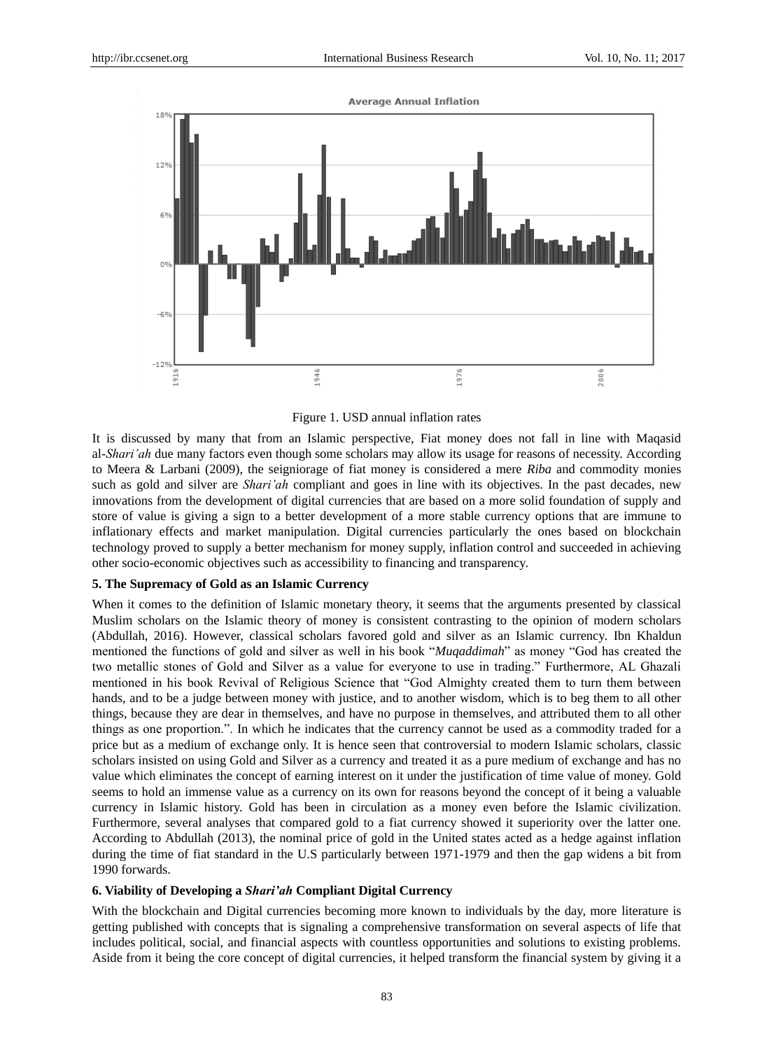Average Annual Inflation

18%
12%
6%
0%
-6%
-12%
1916
1946
1976
2006

Figure 1. USD annual inflation rates

It is discussed by many that from an Islamic perspective, Fiat money does not fall in line with Maqasid al-*Shari'ah* due many factors even though some scholars may allow its usage for reasons of necessity. According to Meera & Larbani (2009), the seigniorage of fiat money is considered a mere ***Riba*** and commodity monies such as gold and silver are ***Shari'ah*** compliant and goes in line with its objectives. In the past decades, new innovations from the development of digital currencies that are based on a more solid foundation of supply and store of value is giving a sign to a better development of a more stable currency options that are immune to inflationary effects and market manipulation. Digital currencies particularly the ones based on blockchain technology proved to supply a better mechanism for money supply, inflation control and succeeded in achieving other socio-economic objectives such as accessibility to financing and transparency.

### 5. The Supremacy of Gold as an Islamic Currency

When it comes to the definition of Islamic monetary theory, it seems that the arguments presented by classical Muslim scholars on the Islamic theory of money is consistent contrasting to the opinion of modern scholars (Abdullah, 2016). However, classical scholars favored gold and silver as an Islamic currency. Ibn Khaldun mentioned the functions of gold and silver as well in his book "*Muqaddimah*" as money "God has created the two metallic stones of Gold and Silver as a value for everyone to use in trading." Furthermore, AL Ghazali mentioned in his book Revival of Religious Science that "God Almighty created them to turn them between hands, and to be a judge between money with justice, and to another wisdom, which is to beg them to all other things, because they are dear in themselves, and have no purpose in themselves, and attributed them to all other things as one proportion.". In which he indicates that the currency cannot be used as a commodity traded for a price but as a medium of exchange only. It is hence seen that controversial to modern Islamic scholars, classic scholars insisted on using Gold and Silver as a currency and treated it as a pure medium of exchange and has no value which eliminates the concept of earning interest on it under the justification of time value of money. Gold seems to hold an immense value as a currency on its own for reasons beyond the concept of it being a valuable currency in Islamic history. Gold has been in circulation as a money even before the Islamic civilization. Furthermore, several analyses that compared gold to a fiat currency showed it superiority over the latter one. According to Abdullah (2013), the nominal price of gold in the United states acted as a hedge against inflation during the time of fiat standard in the U.S particularly between 1971-1979 and then the gap widens a bit from 1990 forwards.

### 6. Viability of Developing a *Shari'ah* Compliant Digital Currency

With the blockchain and Digital currencies becoming more known to individuals by the day, more literature is getting published with concepts that is signaling a comprehensive transformation on several aspects of life that includes political, social, and financial aspects with countless opportunities and solutions to existing problems. Aside from it being the core concept of digital currencies, it helped transform the financial system by giving it a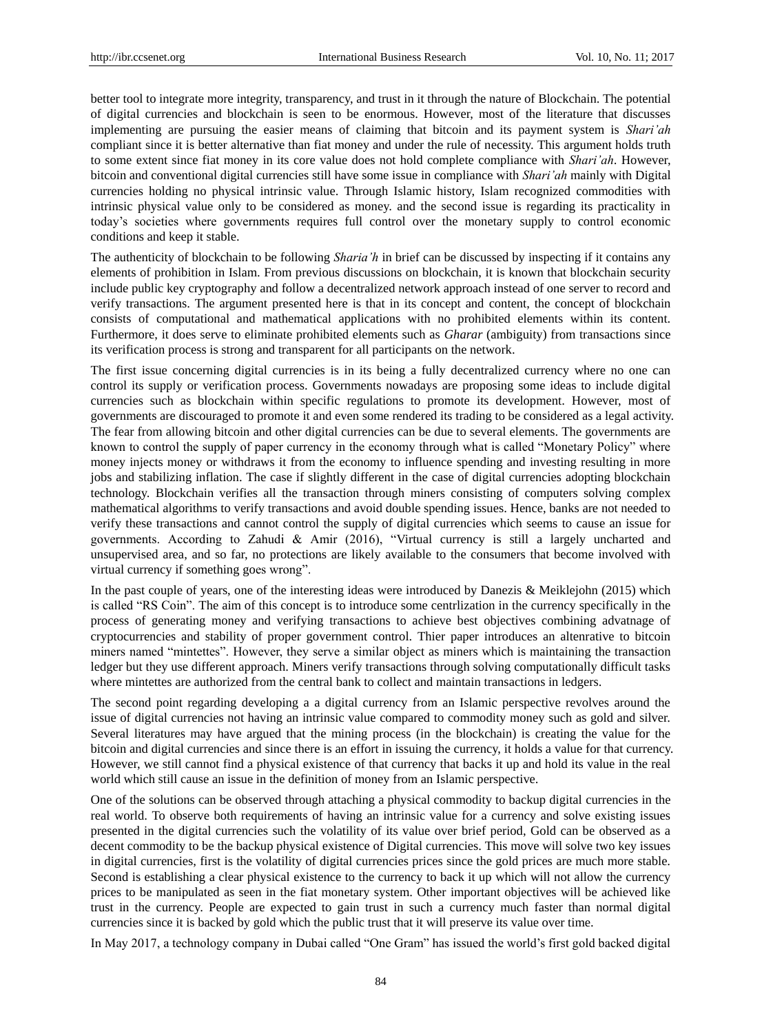better tool to integrate more integrity, transparency, and trust in it through the nature of Blockchain. The potential of digital currencies and blockchain is seen to be enormous. However, most of the literature that discusses implementing are pursuing the easier means of claiming that bitcoin and its payment system is *Shari'ah* compliant since it is better alternative than fiat money and under the rule of necessity. This argument holds truth to some extent since fiat money in its core value does not hold complete compliance with *Shari'ah*. However, bitcoin and conventional digital currencies still have some issue in compliance with *Shari'ah* mainly with Digital currencies holding no physical intrinsic value. Through Islamic history, Islam recognized commodities with intrinsic physical value only to be considered as money. and the second issue is regarding its practicality in today's societies where governments requires full control over the monetary supply to control economic conditions and keep it stable.

The authenticity of blockchain to be following *Sharia'h* in brief can be discussed by inspecting if it contains any elements of prohibition in Islam. From previous discussions on blockchain, it is known that blockchain security include public key cryptography and follow a decentralized network approach instead of one server to record and verify transactions. The argument presented here is that in its concept and content, the concept of blockchain consists of computational and mathematical applications with no prohibited elements within its content. Furthermore, it does serve to eliminate prohibited elements such as *Gharar* (ambiguity) from transactions since its verification process is strong and transparent for all participants on the network.

The first issue concerning digital currencies is in its being a fully decentralized currency where no one can control its supply or verification process. Governments nowadays are proposing some ideas to include digital currencies such as blockchain within specific regulations to promote its development. However, most of governments are discouraged to promote it and even some rendered its trading to be considered as a legal activity. The fear from allowing bitcoin and other digital currencies can be due to several elements. The governments are known to control the supply of paper currency in the economy through what is called "Monetary Policy" where money injects money or withdraws it from the economy to influence spending and investing resulting in more jobs and stabilizing inflation. The case if slightly different in the case of digital currencies adopting blockchain technology. Blockchain verifies all the transaction through miners consisting of computers solving complex mathematical algorithms to verify transactions and avoid double spending issues. Hence, banks are not needed to verify these transactions and cannot control the supply of digital currencies which seems to cause an issue for governments. According to Zahudi & Amir (2016), "Virtual currency is still a largely uncharted and unsupervised area, and so far, no protections are likely available to the consumers that become involved with virtual currency if something goes wrong".

In the past couple of years, one of the interesting ideas were introduced by Danezis & Meiklejohn (2015) which is called "RS Coin". The aim of this concept is to introduce some centrlization in the currency specifically in the process of generating money and verifying transactions to achieve best objectives combining advatnage of cryptocurrencies and stability of proper government control. Thier paper introduces an altenrative to bitcoin miners named "mintettes". However, they serve a similar object as miners which is maintaining the transaction ledger but they use different approach. Miners verify transactions through solving computationally difficult tasks where mintettes are authorized from the central bank to collect and maintain transactions in ledgers.

The second point regarding developing a a digital currency from an Islamic perspective revolves around the issue of digital currencies not having an intrinsic value compared to commodity money such as gold and silver. Several literatures may have argued that the mining process (in the blockchain) is creating the value for the bitcoin and digital currencies and since there is an effort in issuing the currency, it holds a value for that currency. However, we still cannot find a physical existence of that currency that backs it up and hold its value in the real world which still cause an issue in the definition of money from an Islamic perspective.

One of the solutions can be observed through attaching a physical commodity to backup digital currencies in the real world. To observe both requirements of having an intrinsic value for a currency and solve existing issues presented in the digital currencies such the volatility of its value over brief period, Gold can be observed as a decent commodity to be the backup physical existence of Digital currencies. This move will solve two key issues in digital currencies, first is the volatility of digital currencies prices since the gold prices are much more stable. Second is establishing a clear physical existence to the currency to back it up which will not allow the currency prices to be manipulated as seen in the fiat monetary system. Other important objectives will be achieved like trust in the currency. People are expected to gain trust in such a currency much faster than normal digital currencies since it is backed by gold which the public trust that it will preserve its value over time.

In May 2017, a technology company in Dubai called "One Gram" has issued the world's first gold backed digital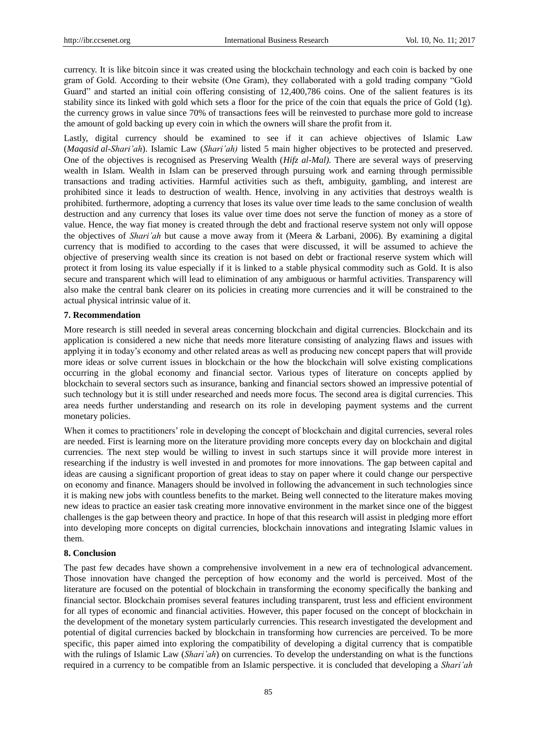currency. It is like bitcoin since it was created using the blockchain technology and each coin is backed by one gram of Gold. According to their website (One Gram), they collaborated with a gold trading company "Gold Guard" and started an initial coin offering consisting of 12,400,786 coins. One of the salient features is its stability since its linked with gold which sets a floor for the price of the coin that equals the price of Gold (1g). the currency grows in value since 70% of transactions fees will be reinvested to purchase more gold to increase the amount of gold backing up every coin in which the owners will share the profit from it.

Lastly, digital currency should be examined to see if it can achieve objectives of Islamic Law (*Maqasid al-Shari'ah*). Islamic Law (*Shari'ah)* listed 5 main higher objectives to be protected and preserved. One of the objectives is recognised as Preserving Wealth (*Hifz al-Mal).* There are several ways of preserving wealth in Islam. Wealth in Islam can be preserved through pursuing work and earning through permissible transactions and trading activities. Harmful activities such as theft, ambiguity, gambling, and interest are prohibited since it leads to destruction of wealth. Hence, involving in any activities that destroys wealth is prohibited. furthermore, adopting a currency that loses its value over time leads to the same conclusion of wealth destruction and any currency that loses its value over time does not serve the function of money as a store of value. Hence, the way fiat money is created through the debt and fractional reserve system not only will oppose the objectives of *Shari'ah* but cause a move away from it (Meera & Larbani, 2006). By examining a digital currency that is modified to according to the cases that were discussed, it will be assumed to achieve the objective of preserving wealth since its creation is not based on debt or fractional reserve system which will protect it from losing its value especially if it is linked to a stable physical commodity such as Gold. It is also secure and transparent which will lead to elimination of any ambiguous or harmful activities. Transparency will also make the central bank clearer on its policies in creating more currencies and it will be constrained to the actual physical intrinsic value of it.

## 7. Recommendation

More research is still needed in several areas concerning blockchain and digital currencies. Blockchain and its application is considered a new niche that needs more literature consisting of analyzing flaws and issues with applying it in today's economy and other related areas as well as producing new concept papers that will provide more ideas or solve current issues in blockchain or the how the blockchain will solve existing complications occurring in the global economy and financial sector. Various types of literature on concepts applied by blockchain to several sectors such as insurance, banking and financial sectors showed an impressive potential of such technology but it is still under researched and needs more focus. The second area is digital currencies. This area needs further understanding and research on its role in developing payment systems and the current monetary policies.

When it comes to practitioners' role in developing the concept of blockchain and digital currencies, several roles are needed. First is learning more on the literature providing more concepts every day on blockchain and digital currencies. The next step would be willing to invest in such startups since it will provide more interest in researching if the industry is well invested in and promotes for more innovations. The gap between capital and ideas are causing a significant proportion of great ideas to stay on paper where it could change our perspective on economy and finance. Managers should be involved in following the advancement in such technologies since it is making new jobs with countless benefits to the market. Being well connected to the literature makes moving new ideas to practice an easier task creating more innovative environment in the market since one of the biggest challenges is the gap between theory and practice. In hope of that this research will assist in pledging more effort into developing more concepts on digital currencies, blockchain innovations and integrating Islamic values in them.

## 8. Conclusion

The past few decades have shown a comprehensive involvement in a new era of technological advancement. Those innovation have changed the perception of how economy and the world is perceived. Most of the literature are focused on the potential of blockchain in transforming the economy specifically the banking and financial sector. Blockchain promises several features including transparent, trust less and efficient environment for all types of economic and financial activities. However, this paper focused on the concept of blockchain in the development of the monetary system particularly currencies. This research investigated the development and potential of digital currencies backed by blockchain in transforming how currencies are perceived. To be more specific, this paper aimed into exploring the compatibility of developing a digital currency that is compatible with the rulings of Islamic Law (*Shari'ah*) on currencies. To develop the understanding on what is the functions required in a currency to be compatible from an Islamic perspective. it is concluded that developing a *Shari'ah*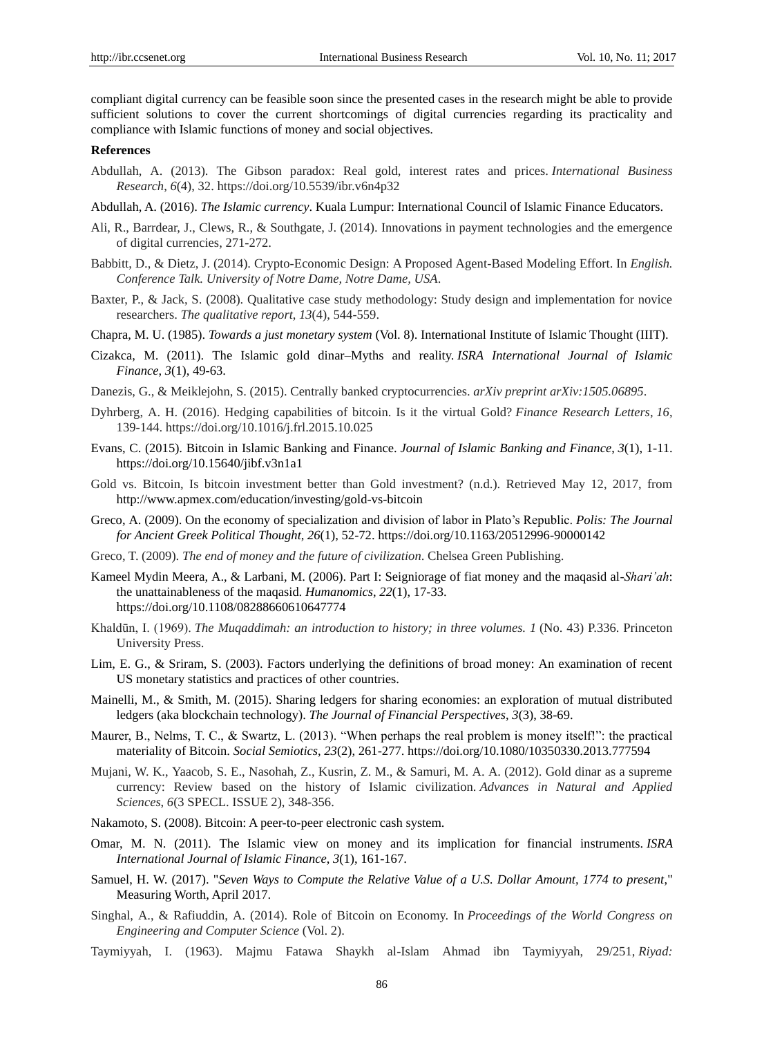compliant digital currency can be feasible soon since the presented cases in the research might be able to provide sufficient solutions to cover the current shortcomings of digital currencies regarding its practicality and compliance with Islamic functions of money and social objectives.

## References

Abdullah, A. (2013). The Gibson paradox: Real gold, interest rates and prices. *International Business Research, 6*(4), 32. https://doi.org/10.5539/ibr.v6n4p32

Abdullah, A. (2016). *The Islamic currency*. Kuala Lumpur: International Council of Islamic Finance Educators.

Ali, R., Barrdear, J., Clews, R., & Southgate, J. (2014). Innovations in payment technologies and the emergence of digital currencies, 271-272.

Babbitt, D., & Dietz, J. (2014). Crypto-Economic Design: A Proposed Agent-Based Modeling Effort. In *English. Conference Talk. University of Notre Dame, Notre Dame, USA*.

Baxter, P., & Jack, S. (2008). Qualitative case study methodology: Study design and implementation for novice researchers. *The qualitative report*, *13*(4), 544-559.

Chapra, M. U. (1985). *Towards a just monetary system* (Vol. 8). International Institute of Islamic Thought (IIIT).

Cizakca, M. (2011). The Islamic gold dinar–Myths and reality. *ISRA International Journal of Islamic Finance*, *3*(1), 49-63.

Danezis, G., & Meiklejohn, S. (2015). Centrally banked cryptocurrencies. *arXiv preprint arXiv:1505.06895*.

Dyhrberg, A. H. (2016). Hedging capabilities of bitcoin. Is it the virtual Gold? *Finance Research Letters*, *16*, 139-144. https://doi.org/10.1016/j.frl.2015.10.025

Evans, C. (2015). Bitcoin in Islamic Banking and Finance. *Journal of Islamic Banking and Finance*, *3*(1), 1-11. https://doi.org/10.15640/jibf.v3n1a1

Gold vs. Bitcoin, Is bitcoin investment better than Gold investment? (n.d.). Retrieved May 12, 2017, from http://www.apmex.com/education/investing/gold-vs-bitcoin

Greco, A. (2009). On the economy of specialization and division of labor in Plato's Republic. *Polis: The Journal for Ancient Greek Political Thought*, *26*(1), 52-72. https://doi.org/10.1163/20512996-90000142

Greco, T. (2009). *The end of money and the future of civilization*. Chelsea Green Publishing.

Kameel Mydin Meera, A., & Larbani, M. (2006). Part I: Seigniorage of fiat money and the maqasid al-*Shari'ah*: the unattainableness of the maqasid. *Humanomics*, *22*(1), 17-33. https://doi.org/10.1108/08288660610647774

Khaldūn, I. (1969). *The Muqaddimah: an introduction to history; in three volumes. 1* (No. 43) P.336. Princeton University Press.

Lim, E. G., & Sriram, S. (2003). Factors underlying the definitions of broad money: An examination of recent US monetary statistics and practices of other countries.

Mainelli, M., & Smith, M. (2015). Sharing ledgers for sharing economies: an exploration of mutual distributed ledgers (aka blockchain technology). *The Journal of Financial Perspectives*, *3*(3), 38-69.

Maurer, B., Nelms, T. C., & Swartz, L. (2013). "When perhaps the real problem is money itself!": the practical materiality of Bitcoin. *Social Semiotics*, *23*(2), 261-277. https://doi.org/10.1080/10350330.2013.777594

Mujani, W. K., Yaacob, S. E., Nasohah, Z., Kusrin, Z. M., & Samuri, M. A. A. (2012). Gold dinar as a supreme currency: Review based on the history of Islamic civilization. *Advances in Natural and Applied Sciences*, *6*(3 SPECL. ISSUE 2), 348-356.

Nakamoto, S. (2008). Bitcoin: A peer-to-peer electronic cash system.

Omar, M. N. (2011). The Islamic view on money and its implication for financial instruments. *ISRA International Journal of Islamic Finance*, *3*(1), 161-167.

Samuel, H. W. (2017). "*Seven Ways to Compute the Relative Value of a U.S. Dollar Amount, 1774 to present*," Measuring Worth, April 2017.

Singhal, A., & Rafiuddin, A. (2014). Role of Bitcoin on Economy. In *Proceedings of the World Congress on Engineering and Computer Science* (Vol. 2).

Taymiyyah, I. (1963). Majmu Fatawa Shaykh al-Islam Ahmad ibn Taymiyyah, 29/251, *Riyad:*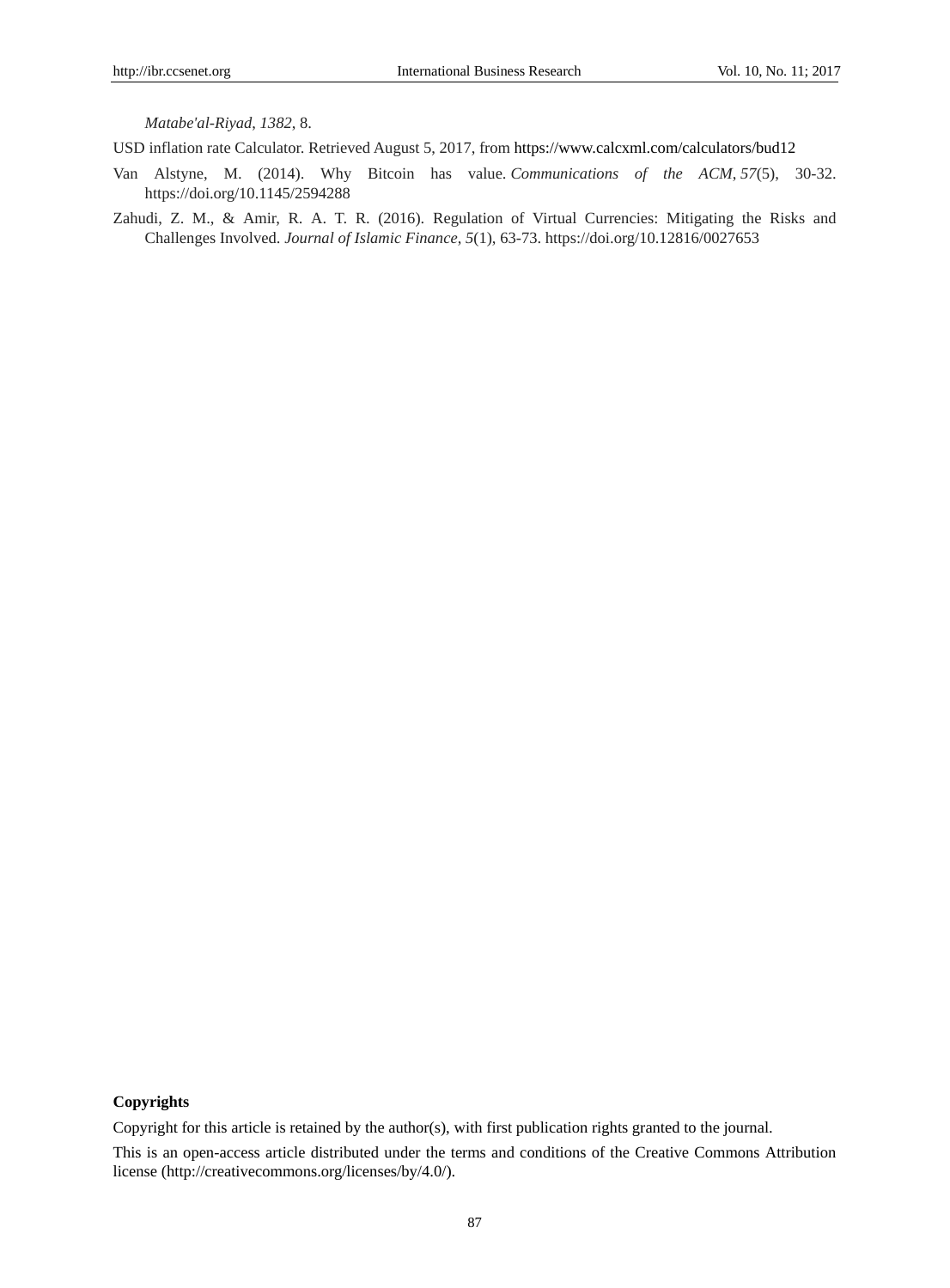*Matabe'al-Riyad*, *1382*, 8.

USD inflation rate Calculator. Retrieved August 5, 2017, from https://www.calcxml.com/calculators/bud12

Van Alstyne, M. (2014). Why Bitcoin has value. *Communications of the ACM*, *57*(5), 30-32. https://doi.org/10.1145/2594288

Zahudi, Z. M., & Amir, R. A. T. R. (2016). Regulation of Virtual Currencies: Mitigating the Risks and Challenges Involved. *Journal of Islamic Finance*, *5*(1), 63-73. https://doi.org/10.12816/0027653

**Copyrights**

Copyright for this article is retained by the author(s), with first publication rights granted to the journal.

This is an open-access article distributed under the terms and conditions of the Creative Commons Attribution license (http://creativecommons.org/licenses/by/4.0/).